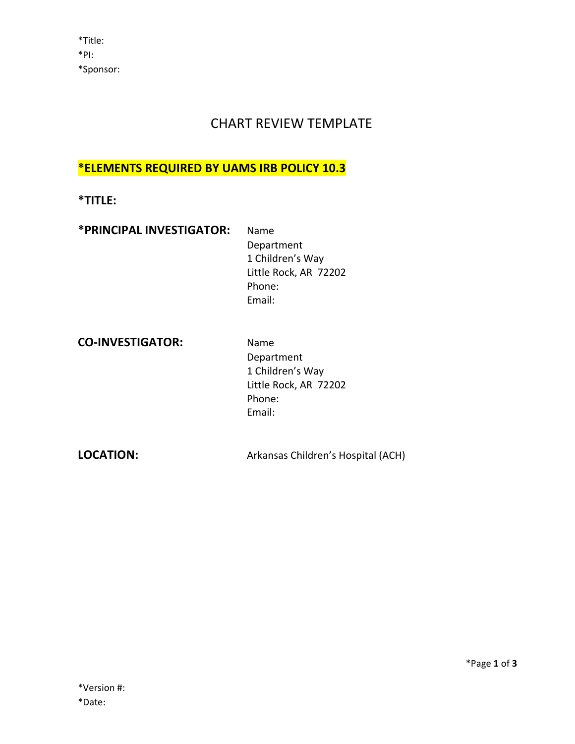*Title:
*PI:
*Sponsor:

# CHART REVIEW TEMPLATE

## *ELEMENTS REQUIRED BY UAMS IRB POLICY 10.3

**\*TITLE:**

**\*PRINCIPAL INVESTIGATOR:**

Name
Department
1 Children's Way
Little Rock, AR 72202
Phone:
Email:

**CO-INVESTIGATOR:**

Name
Department
1 Children's Way
Little Rock, AR 72202
Phone:
Email:

**LOCATION:** Arkansas Children's Hospital (ACH)

*Version #:
*Date: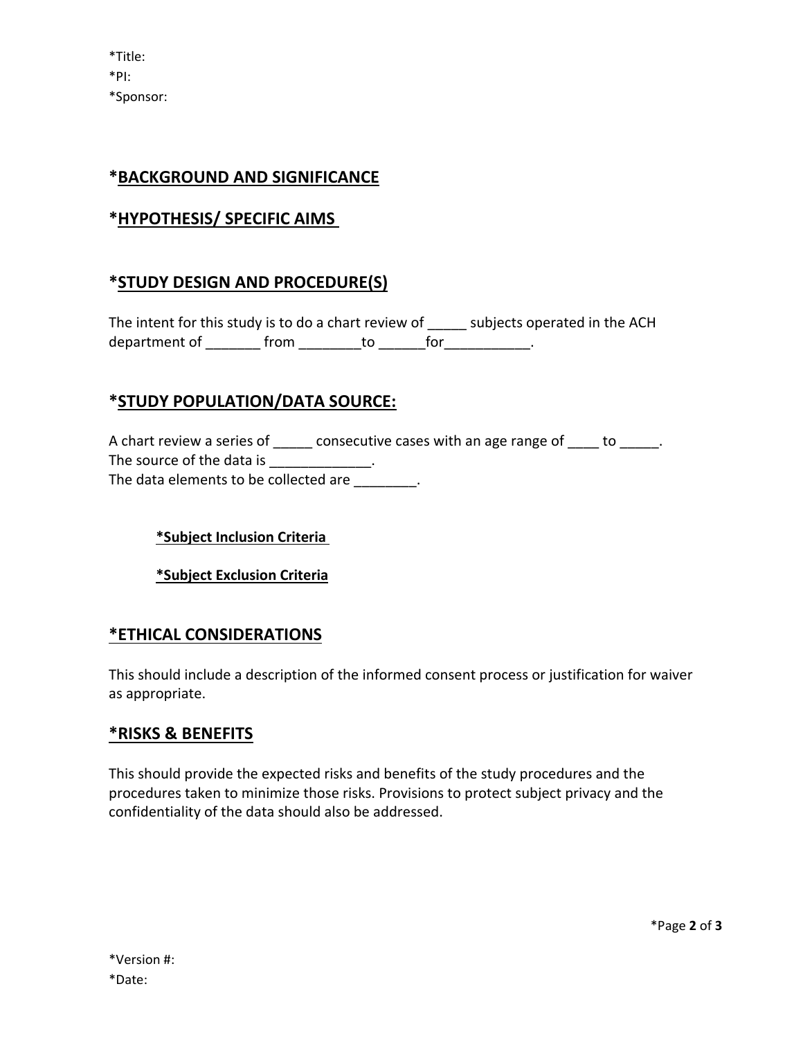*Title:
*PI:
*Sponsor:

## *BACKGROUND AND SIGNIFICANCE

## *HYPOTHESIS/ SPECIFIC AIMS

## *STUDY DESIGN AND PROCEDURE(S)

The intent for this study is to do a chart review of _____ subjects operated in the ACH department of _______ from ________to ______for___________.

## *STUDY POPULATION/DATA SOURCE:

A chart review a series of _____ consecutive cases with an age range of ____ to _____.
The source of the data is _____________.
The data elements to be collected are ________.

**\*Subject Inclusion Criteria**

**\*Subject Exclusion Criteria**

## *ETHICAL CONSIDERATIONS

This should include a description of the informed consent process or justification for waiver as appropriate.

## *RISKS & BENEFITS

This should provide the expected risks and benefits of the study procedures and the procedures taken to minimize those risks. Provisions to protect subject privacy and the confidentiality of the data should also be addressed.

*Version #:
*Date: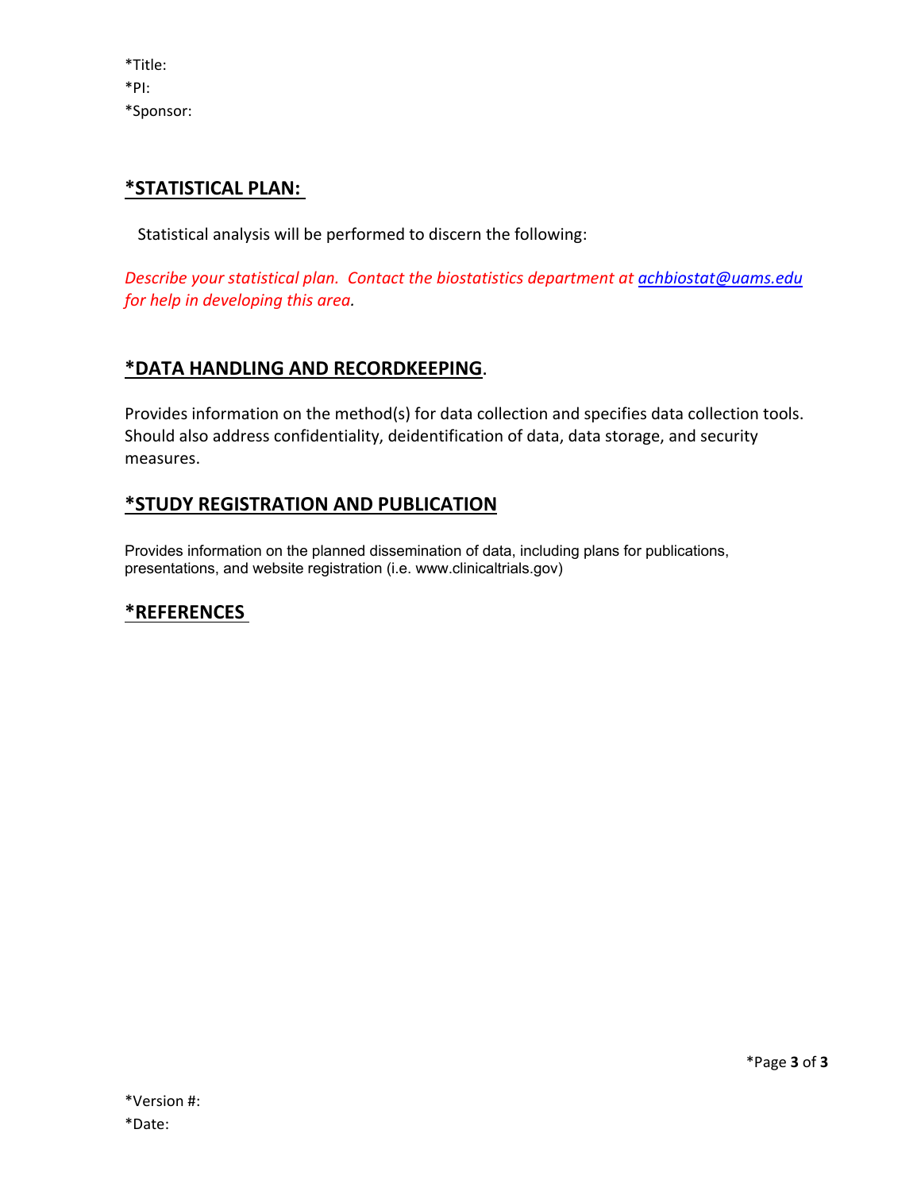*Title:
*PI:
*Sponsor:

## *STATISTICAL PLAN:

Statistical analysis will be performed to discern the following:

*Describe your statistical plan. Contact the biostatistics department at achbiostat@uams.edu for help in developing this area.*

## *DATA HANDLING AND RECORDKEEPING.

Provides information on the method(s) for data collection and specifies data collection tools. Should also address confidentiality, deidentification of data, data storage, and security measures.

## *STUDY REGISTRATION AND PUBLICATION

Provides information on the planned dissemination of data, including plans for publications, presentations, and website registration (i.e. www.clinicaltrials.gov)

## *REFERENCES

*Version #:
*Date: